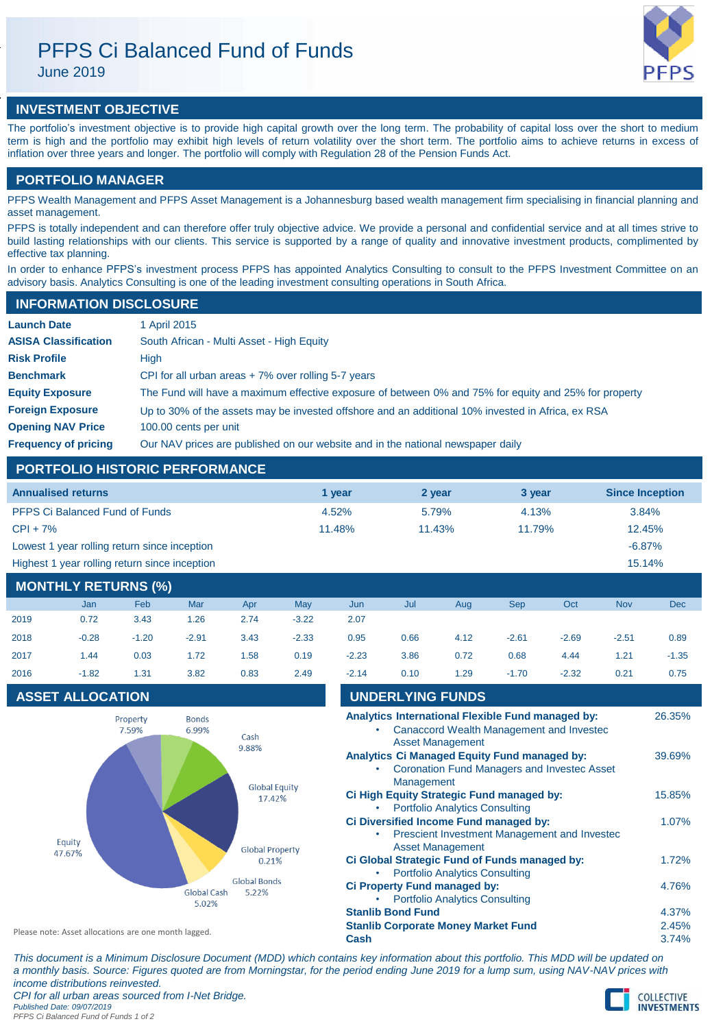# PFPS Ci Balanced Fund of Funds

June 2019

## INVESTMENT OBJECTIVE

The portfolio's investment objective is to provide high capital growth over the long term. The probability of capital loss over the short to medium term is high and the portfolio may exhibit high levels of return volatility over the short term. The portfolio aims to achieve returns in excess of inflation over three years and longer. The portfolio will comply with Regulation 28 of the Pension Funds Act.

## PORTFOLIO MANAGER

PFPS Wealth Management and PFPS Asset Management is a Johannesburg based wealth management firm specialising in financial planning and asset management.

PFPS is totally independent and can therefore offer truly objective advice. We provide a personal and confidential service and at all times strive to build lasting relationships with our clients. This service is supported by a range of quality and innovative investment products, complimented by effective tax planning.

In order to enhance PFPS's investment process PFPS has appointed Analytics Consulting to consult to the PFPS Investment Committee on an advisory basis. Analytics Consulting is one of the leading investment consulting operations in South Africa.

## INFORMATION DISCLOSURE

| | |
|---|---|
| **Launch Date** | 1 April 2015 |
| **ASISA Classification** | South African - Multi Asset - High Equity |
| **Risk Profile** | High |
| **Benchmark** | CPI for all urban areas + 7% over rolling 5-7 years |
| **Equity Exposure** | The Fund will have a maximum effective exposure of between 0% and 75% for equity and 25% for property |
| **Foreign Exposure** | Up to 30% of the assets may be invested offshore and an additional 10% invested in Africa, ex RSA |
| **Opening NAV Price** | 100.00 cents per unit |
| **Frequency of pricing** | Our NAV prices are published on our website and in the national newspaper daily |

## PORTFOLIO HISTORIC PERFORMANCE

| Annualised returns | 1 year | 2 year | 3 year | Since Inception |
|---|---|---|---|---|
| PFPS Ci Balanced Fund of Funds | 4.52% | 5.79% | 4.13% | 3.84% |
| CPI + 7% | 11.48% | 11.43% | 11.79% | 12.45% |
| Lowest 1 year rolling return since inception | | | | -6.87% |
| Highest 1 year rolling return since inception | | | | 15.14% |

## MONTHLY RETURNS (%)

| | Jan | Feb | Mar | Apr | May | Jun | Jul | Aug | Sep | Oct | Nov | Dec |
|---|---|---|---|---|---|---|---|---|---|---|---|---|
| 2019 | 0.72 | 3.43 | 1.26 | 2.74 | -3.22 | 2.07 | | | | | | |
| 2018 | -0.28 | -1.20 | -2.91 | 3.43 | -2.33 | 0.95 | 0.66 | 4.12 | -2.61 | -2.69 | -2.51 | 0.89 |
| 2017 | 1.44 | 0.03 | 1.72 | 1.58 | 0.19 | -2.23 | 3.86 | 0.72 | 0.68 | 4.44 | 1.21 | -1.35 |
| 2016 | -1.82 | 1.31 | 3.82 | 0.83 | 2.49 | -2.14 | 0.10 | 1.29 | -1.70 | -2.32 | 0.21 | 0.75 |

## ASSET ALLOCATION

| Asset | Allocation |
|---|---|
| Equity | 47.67% |
| Property | 7.59% |
| Bonds | 6.99% |
| Cash | 9.88% |
| Global Equity | 17.42% |
| Global Property | 0.21% |
| Global Bonds | 5.22% |
| Global Cash | 5.02% |

Please note: Asset allocations are one month lagged.

## UNDERLYING FUNDS

| Fund | Weight |
|---|---|
| **Analytics International Flexible Fund managed by:** <br> • Canaccord Wealth Management and Investec Asset Management | 26.35% |
| **Analytics Ci Managed Equity Fund managed by:** <br> • Coronation Fund Managers and Investec Asset Management | 39.69% |
| **Ci High Equity Strategic Fund managed by:** <br> • Portfolio Analytics Consulting | 15.85% |
| **Ci Diversified Income Fund managed by:** <br> • Prescient Investment Management and Investec Asset Management | 1.07% |
| **Ci Global Strategic Fund of Funds managed by:** <br> • Portfolio Analytics Consulting | 1.72% |
| **Ci Property Fund managed by:** <br> • Portfolio Analytics Consulting | 4.76% |
| **Stanlib Bond Fund** | 4.37% |
| **Stanlib Corporate Money Market Fund** | 2.45% |
| **Cash** | 3.74% |

*This document is a Minimum Disclosure Document (MDD) which contains key information about this portfolio. This MDD will be updated on a monthly basis. Source: Figures quoted are from Morningstar, for the period ending June 2019 for a lump sum, using NAV-NAV prices with income distributions reinvested.*

*CPI for all urban areas sourced from I-Net Bridge.*

*Published Date: 09/07/2019*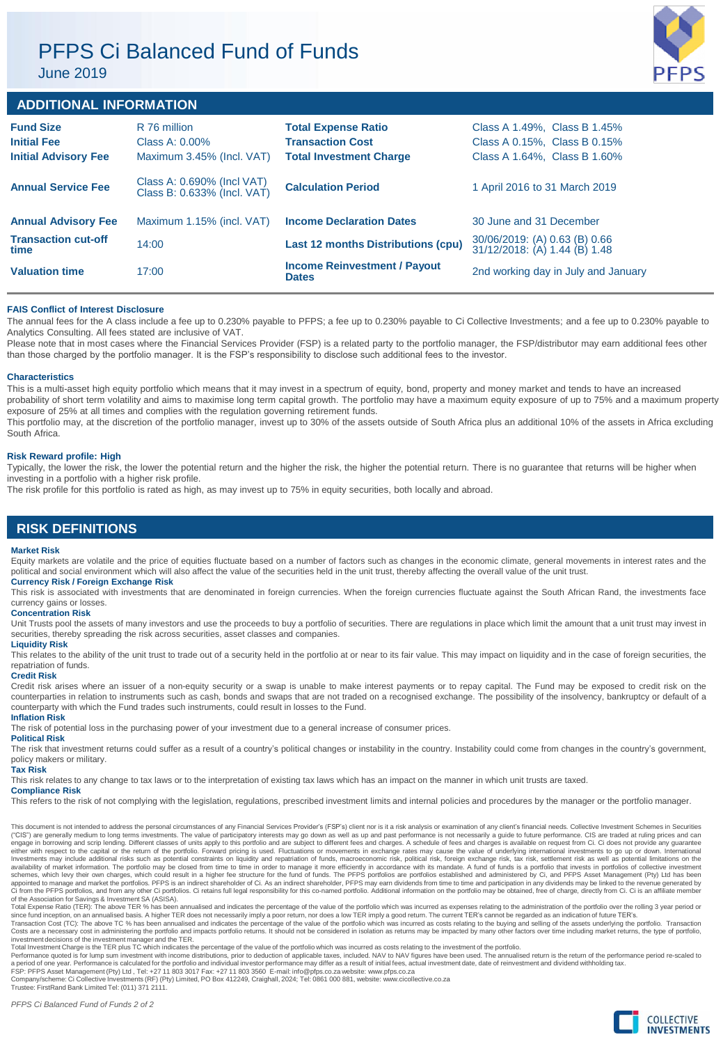# PFPS Ci Balanced Fund of Funds

June 2019

## ADDITIONAL INFORMATION

| | | | |
|---|---|---|---|
| **Fund Size** | R 76 million | **Total Expense Ratio** | Class A 1.49%, Class B 1.45% |
| **Initial Fee** | Class A: 0.00% | **Transaction Cost** | Class A 0.15%, Class B 0.15% |
| **Initial Advisory Fee** | Maximum 3.45% (Incl. VAT) | **Total Investment Charge** | Class A 1.64%, Class B 1.60% |
| **Annual Service Fee** | Class A: 0.690% (Incl VAT)<br>Class B: 0.633% (Incl. VAT) | **Calculation Period** | 1 April 2016 to 31 March 2019 |
| **Annual Advisory Fee** | Maximum 1.15% (incl. VAT) | **Income Declaration Dates** | 30 June and 31 December |
| **Transaction cut-off time** | 14:00 | **Last 12 months Distributions (cpu)** | 30/06/2019: (A) 0.63 (B) 0.66<br>31/12/2018: (A) 1.44 (B) 1.48 |
| **Valuation time** | 17:00 | **Income Reinvestment / Payout Dates** | 2nd working day in July and January |

**FAIS Conflict of Interest Disclosure**

The annual fees for the A class include a fee up to 0.230% payable to PFPS; a fee up to 0.230% payable to Ci Collective Investments; and a fee up to 0.230% payable to Analytics Consulting. All fees stated are inclusive of VAT.

Please note that in most cases where the Financial Services Provider (FSP) is a related party to the portfolio manager, the FSP/distributor may earn additional fees other than those charged by the portfolio manager. It is the FSP's responsibility to disclose such additional fees to the investor.

**Characteristics**

This is a multi-asset high equity portfolio which means that it may invest in a spectrum of equity, bond, property and money market and tends to have an increased probability of short term volatility and aims to maximise long term capital growth. The portfolio may have a maximum equity exposure of up to 75% and a maximum property exposure of 25% at all times and complies with the regulation governing retirement funds.

This portfolio may, at the discretion of the portfolio manager, invest up to 30% of the assets outside of South Africa plus an additional 10% of the assets in Africa excluding South Africa.

**Risk Reward profile: High**

Typically, the lower the risk, the lower the potential return and the higher the risk, the higher the potential return. There is no guarantee that returns will be higher when investing in a portfolio with a higher risk profile.

The risk profile for this portfolio is rated as high, as may invest up to 75% in equity securities, both locally and abroad.

## RISK DEFINITIONS

**Market Risk**

Equity markets are volatile and the price of equities fluctuate based on a number of factors such as changes in the economic climate, general movements in interest rates and the political and social environment which will also affect the value of the securities held in the unit trust, thereby affecting the overall value of the unit trust.

**Currency Risk / Foreign Exchange Risk**

This risk is associated with investments that are denominated in foreign currencies. When the foreign currencies fluctuate against the South African Rand, the investments face currency gains or losses.

**Concentration Risk**

Unit Trusts pool the assets of many investors and use the proceeds to buy a portfolio of securities. There are regulations in place which limit the amount that a unit trust may invest in securities, thereby spreading the risk across securities, asset classes and companies.

**Liquidity Risk**

This relates to the ability of the unit trust to trade out of a security held in the portfolio at or near to its fair value. This may impact on liquidity and in the case of foreign securities, the repatriation of funds.

**Credit Risk**

Credit risk arises where an issuer of a non-equity security or a swap is unable to make interest payments or to repay capital. The Fund may be exposed to credit risk on the counterparties in relation to instruments such as cash, bonds and swaps that are not traded on a recognised exchange. The possibility of the insolvency, bankruptcy or default of a counterparty with which the Fund trades such instruments, could result in losses to the Fund.

**Inflation Risk**

The risk of potential loss in the purchasing power of your investment due to a general increase of consumer prices.

**Political Risk**

The risk that investment returns could suffer as a result of a country's political changes or instability in the country. Instability could come from changes in the country's government, policy makers or military.

**Tax Risk**

This risk relates to any change to tax laws or to the interpretation of existing tax laws which has an impact on the manner in which unit trusts are taxed.

**Compliance Risk**

This refers to the risk of not complying with the legislation, regulations, prescribed investment limits and internal policies and procedures by the manager or the portfolio manager.

This document is not intended to address the personal circumstances of any Financial Services Provider's (FSP's) client nor is it a risk analysis or examination of any client's financial needs. Collective Investment Schemes in Securities ("CIS") are generally medium to long terms investments. The value of participatory interests may go down as well as up and past performance is not necessarily a guide to future performance. CIS are traded at ruling prices and can engage in borrowing and scrip lending. Different classes of units apply to this portfolio and are subject to different fees and charges. A schedule of fees and charges is available on request from Ci. Ci does not provide any guarantee either with respect to the capital or the return of the portfolio. Forward pricing is used. Fluctuations or movements in exchange rates may cause the value of underlying international investments to go up or down. International Investments may include additional risks such as potential constraints on liquidity and repatriation of funds, macroeconomic risk, political risk, foreign exchange risk, tax risk, settlement risk as well as potential limitations on the availability of market information. The portfolio may be closed from time to time in order to manage it more efficiently in accordance with its mandate. A fund of funds is a portfolio that invests in portfolios of collective investment schemes, which levy their own charges, which could result in a higher fee structure for the fund of funds. The PFPS portfolios are portfolios established and administered by Ci, and PFPS Asset Management (Pty) Ltd has been appointed to manage and market the portfolios. PFPS is an indirect shareholder of Ci. As an indirect shareholder, PFPS may earn dividends from time to time and participation in any dividends may be linked to the revenue generated by Ci from the PFPS portfolios, and from any other Ci portfolios. Ci retains full legal responsibility for this co-named portfolio. Additional information on the portfolio may be obtained, free of charge, directly from Ci. Ci is an affiliate member of the Association for Savings & Investment SA (ASISA).

Total Expense Ratio (TER): The above TER % has been annualised and indicates the percentage of the value of the portfolio which was incurred as expenses relating to the administration of the portfolio over the rolling 3 year period or since fund inception, on an annualised basis. A higher TER does not necessarily imply a poor return, nor does a low TER imply a good return. The current TER's cannot be regarded as an indication of future TER's.

Transaction Cost (TC): The above TC % has been annualised and indicates the percentage of the value of the portfolio which was incurred as costs relating to the buying and selling of the assets underlying the portfolio. Transaction Costs are a necessary cost in administering the portfolio and impacts portfolio returns. It should not be considered in isolation as returns may be impacted by many other factors over time including market returns, the type of portfolio, investment decisions of the investment manager and the TER.

Total Investment Charge is the TER plus TC which indicates the percentage of the value of the portfolio which was incurred as costs relating to the investment of the portfolio.

Performance quoted is for lump sum investment with income distributions, prior to deduction of applicable taxes, included. NAV to NAV figures have been used. The annualised return is the return of the performance period re-scaled to a period of one year. Performance is calculated for the portfolio and individual investor performance may differ as a result of initial fees, actual investment date, date of reinvestment and dividend withholding tax.

FSP: PFPS Asset Management (Pty) Ltd , Tel: +27 11 803 3017 Fax: +27 11 803 3560 E-mail: info@pfps.co.za website: www.pfps.co.za

Company/scheme: Ci Collective Investments (RF) (Pty) Limited, PO Box 412249, Craighall, 2024; Tel: 0861 000 881, website: www.cicollective.co.za

Trustee: FirstRand Bank Limited Tel: (011) 371 2111.